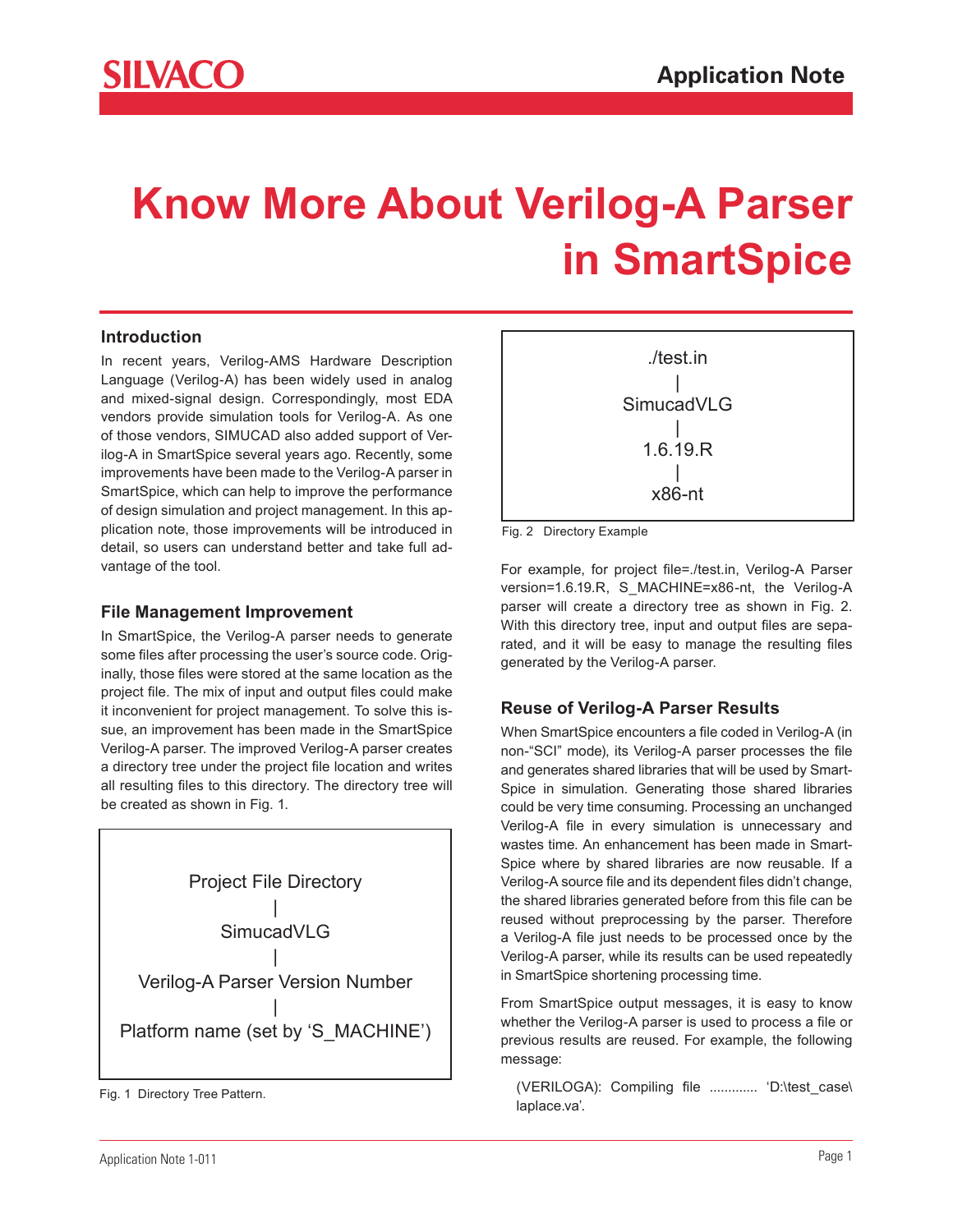# Know More About Verilog-A Parser in SmartSpice

## Introduction

In recent years, Verilog-AMS Hardware Description Language (Verilog-A) has been widely used in analog and mixed-signal design. Correspondingly, most EDA vendors provide simulation tools for Verilog-A. As one of those vendors, SIMUCAD also added support of Verilog-A in SmartSpice several years ago. Recently, some improvements have been made to the Verilog-A parser in SmartSpice, which can help to improve the performance of design simulation and project management. In this application note, those improvements will be introduced in detail, so users can understand better and take full advantage of the tool.

## File Management Improvement

In SmartSpice, the Verilog-A parser needs to generate some files after processing the user's source code. Originally, those files were stored at the same location as the project file. The mix of input and output files could make it inconvenient for project management. To solve this issue, an improvement has been made in the SmartSpice Verilog-A parser. The improved Verilog-A parser creates a directory tree under the project file location and writes all resulting files to this directory. The directory tree will be created as shown in Fig. 1.

```
        Project File Directory
                  |
              SimucadVLG
                  |
    Verilog-A Parser Version Number
                  |
 Platform name (set by 'S_MACHINE')
```

Fig. 1 Directory Tree Pattern.

```
   ./test.in
       |
  SimucadVLG
       |
   1.6.19.R
       |
    x86-nt
```

Fig. 2 Directory Example

For example, for project file=./test.in, Verilog-A Parser version=1.6.19.R, S_MACHINE=x86-nt, the Verilog-A parser will create a directory tree as shown in Fig. 2. With this directory tree, input and output files are separated, and it will be easy to manage the resulting files generated by the Verilog-A parser.

## Reuse of Verilog-A Parser Results

When SmartSpice encounters a file coded in Verilog-A (in non-"SCI" mode), its Verilog-A parser processes the file and generates shared libraries that will be used by SmartSpice in simulation. Generating those shared libraries could be very time consuming. Processing an unchanged Verilog-A file in every simulation is unnecessary and wastes time. An enhancement has been made in SmartSpice where by shared libraries are now reusable. If a Verilog-A source file and its dependent files didn't change, the shared libraries generated before from this file can be reused without preprocessing by the parser. Therefore a Verilog-A file just needs to be processed once by the Verilog-A parser, while its results can be used repeatedly in SmartSpice shortening processing time.

From SmartSpice output messages, it is easy to know whether the Verilog-A parser is used to process a file or previous results are reused. For example, the following message:

(VERILOGA): Compiling file ............ 'D:\test_case\laplace.va'.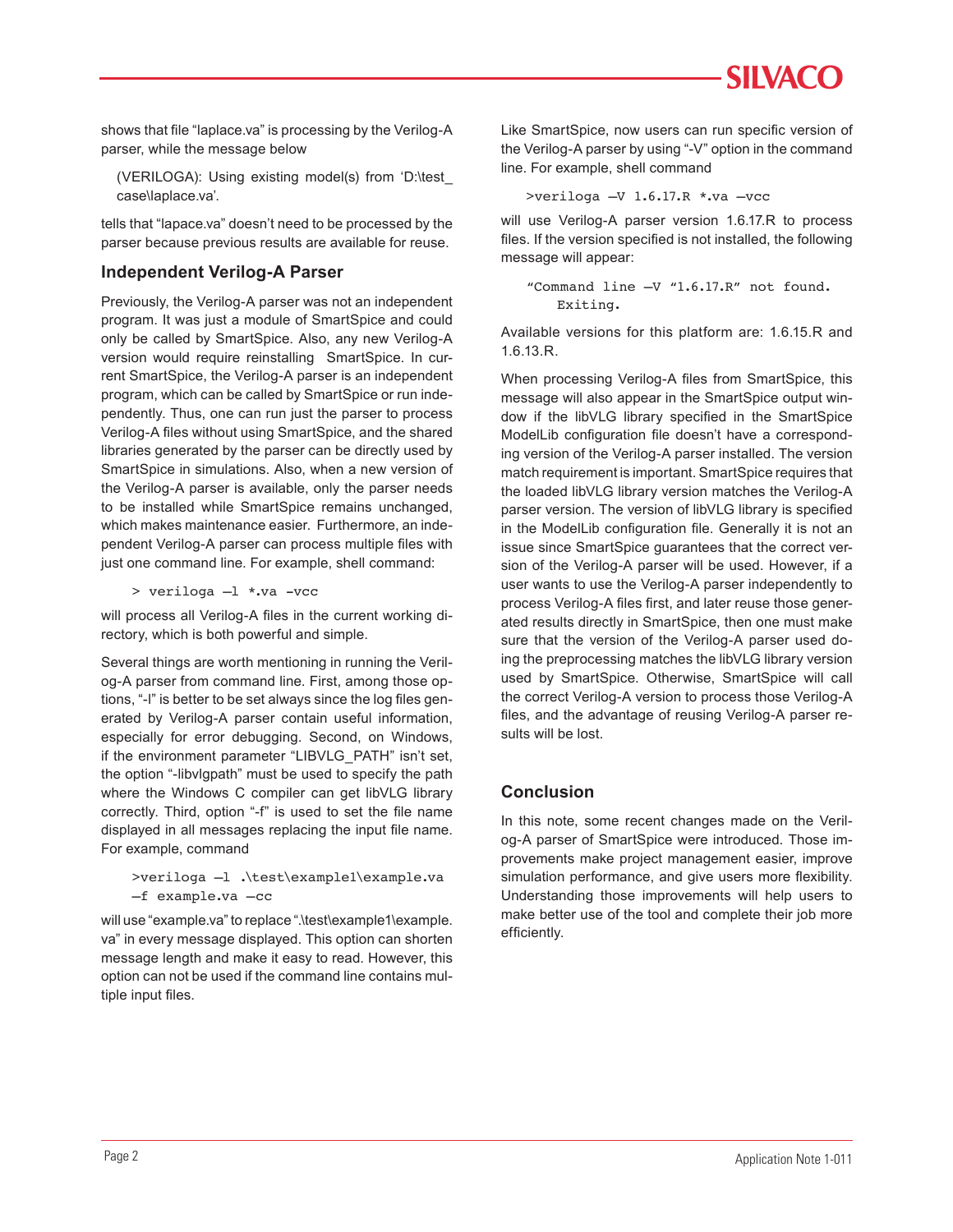shows that file "laplace.va" is processing by the Verilog-A parser, while the message below

(VERILOGA): Using existing model(s) from 'D:\test_case\laplace.va'.

tells that "lapace.va" doesn't need to be processed by the parser because previous results are available for reuse.

### Independent Verilog-A Parser

Previously, the Verilog-A parser was not an independent program. It was just a module of SmartSpice and could only be called by SmartSpice. Also, any new Verilog-A version would require reinstalling SmartSpice. In current SmartSpice, the Verilog-A parser is an independent program, which can be called by SmartSpice or run independently. Thus, one can run just the parser to process Verilog-A files without using SmartSpice, and the shared libraries generated by the parser can be directly used by SmartSpice in simulations. Also, when a new version of the Verilog-A parser is available, only the parser needs to be installed while SmartSpice remains unchanged, which makes maintenance easier. Furthermore, an independent Verilog-A parser can process multiple files with just one command line. For example, shell command:

```
> veriloga –l *.va -vcc
```

will process all Verilog-A files in the current working directory, which is both powerful and simple.

Several things are worth mentioning in running the Verilog-A parser from command line. First, among those options, "-l" is better to be set always since the log files generated by Verilog-A parser contain useful information, especially for error debugging. Second, on Windows, if the environment parameter "LIBVLG_PATH" isn't set, the option "-libvlgpath" must be used to specify the path where the Windows C compiler can get libVLG library correctly. Third, option "-f" is used to set the file name displayed in all messages replacing the input file name. For example, command

```
>veriloga –l .\test\example1\example.va
–f example.va –cc
```

will use "example.va" to replace ".\test\example1\example.va" in every message displayed. This option can shorten message length and make it easy to read. However, this option can not be used if the command line contains multiple input files.

Like SmartSpice, now users can run specific version of the Verilog-A parser by using "-V" option in the command line. For example, shell command

```
>veriloga –V 1.6.17.R *.va –vcc
```

will use Verilog-A parser version 1.6.17.R to process files. If the version specified is not installed, the following message will appear:

```
"Command line –V "1.6.17.R" not found.
    Exiting.
```

Available versions for this platform are: 1.6.15.R and 1.6.13.R.

When processing Verilog-A files from SmartSpice, this message will also appear in the SmartSpice output window if the libVLG library specified in the SmartSpice ModelLib configuration file doesn't have a corresponding version of the Verilog-A parser installed. The version match requirement is important. SmartSpice requires that the loaded libVLG library version matches the Verilog-A parser version. The version of libVLG library is specified in the ModelLib configuration file. Generally it is not an issue since SmartSpice guarantees that the correct version of the Verilog-A parser will be used. However, if a user wants to use the Verilog-A parser independently to process Verilog-A files first, and later reuse those generated results directly in SmartSpice, then one must make sure that the version of the Verilog-A parser used doing the preprocessing matches the libVLG library version used by SmartSpice. Otherwise, SmartSpice will call the correct Verilog-A version to process those Verilog-A files, and the advantage of reusing Verilog-A parser results will be lost.

### Conclusion

In this note, some recent changes made on the Verilog-A parser of SmartSpice were introduced. Those improvements make project management easier, improve simulation performance, and give users more flexibility. Understanding those improvements will help users to make better use of the tool and complete their job more efficiently.